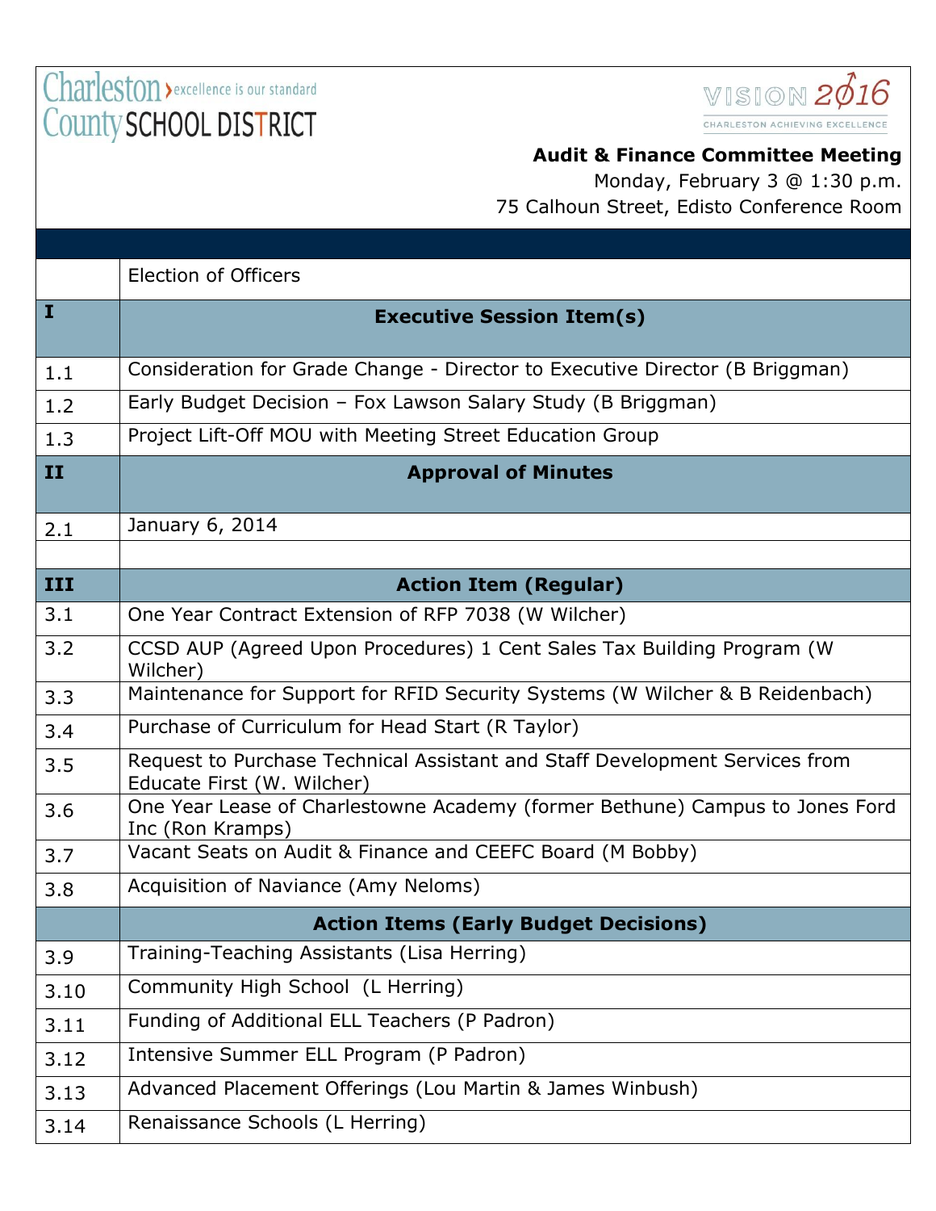Charleston County SCHOOL DISTRICT › excellence is our standard

VISION 2016 — CHARLESTON ACHIEVING EXCELLENCE

**Audit & Finance Committee Meeting**
Monday, February 3 @ 1:30 p.m.
75 Calhoun Street, Edisto Conference Room

| | |
|---|---|
| | Election of Officers |
| **I** | **Executive Session Item(s)** |
| 1.1 | Consideration for Grade Change - Director to Executive Director (B Briggman) |
| 1.2 | Early Budget Decision – Fox Lawson Salary Study (B Briggman) |
| 1.3 | Project Lift-Off MOU with Meeting Street Education Group |
| **II** | **Approval of Minutes** |
| 2.1 | January 6, 2014 |
| | |
| **III** | **Action Item (Regular)** |
| 3.1 | One Year Contract Extension of RFP 7038 (W Wilcher) |
| 3.2 | CCSD AUP (Agreed Upon Procedures) 1 Cent Sales Tax Building Program (W Wilcher) |
| 3.3 | Maintenance for Support for RFID Security Systems (W Wilcher & B Reidenbach) |
| 3.4 | Purchase of Curriculum for Head Start (R Taylor) |
| 3.5 | Request to Purchase Technical Assistant and Staff Development Services from Educate First (W. Wilcher) |
| 3.6 | One Year Lease of Charlestowne Academy (former Bethune) Campus to Jones Ford Inc (Ron Kramps) |
| 3.7 | Vacant Seats on Audit & Finance and CEEFC Board (M Bobby) |
| 3.8 | Acquisition of Naviance (Amy Neloms) |
| | **Action Items (Early Budget Decisions)** |
| 3.9 | Training-Teaching Assistants (Lisa Herring) |
| 3.10 | Community High School (L Herring) |
| 3.11 | Funding of Additional ELL Teachers (P Padron) |
| 3.12 | Intensive Summer ELL Program (P Padron) |
| 3.13 | Advanced Placement Offerings (Lou Martin & James Winbush) |
| 3.14 | Renaissance Schools (L Herring) |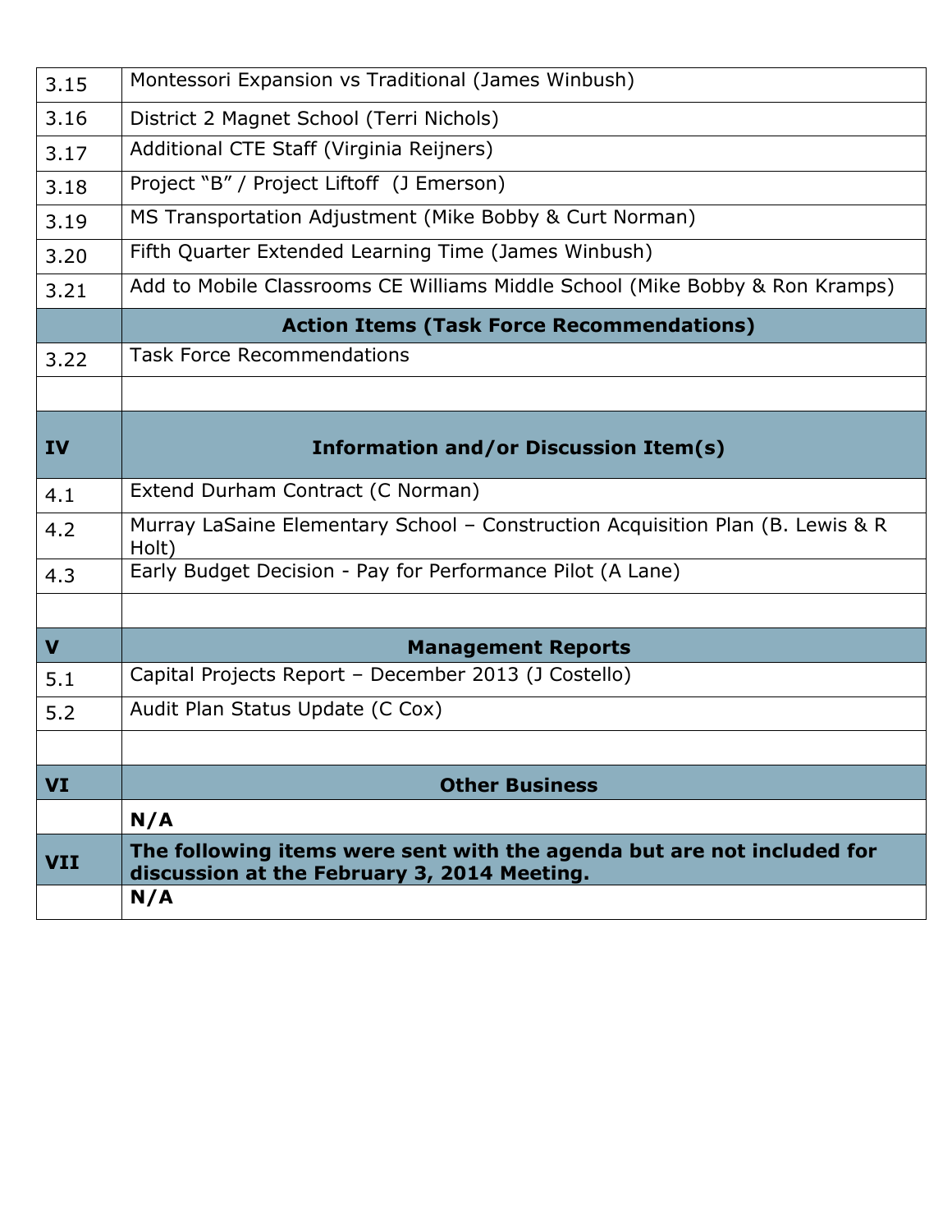| | |
|---|---|
| 3.15 | Montessori Expansion vs Traditional (James Winbush) |
| 3.16 | District 2 Magnet School (Terri Nichols) |
| 3.17 | Additional CTE Staff (Virginia Reijners) |
| 3.18 | Project "B" / Project Liftoff (J Emerson) |
| 3.19 | MS Transportation Adjustment (Mike Bobby & Curt Norman) |
| 3.20 | Fifth Quarter Extended Learning Time (James Winbush) |
| 3.21 | Add to Mobile Classrooms CE Williams Middle School (Mike Bobby & Ron Kramps) |
| | **Action Items (Task Force Recommendations)** |
| 3.22 | Task Force Recommendations |
| | |
| **IV** | **Information and/or Discussion Item(s)** |
| 4.1 | Extend Durham Contract (C Norman) |
| 4.2 | Murray LaSaine Elementary School – Construction Acquisition Plan (B. Lewis & R Holt) |
| 4.3 | Early Budget Decision - Pay for Performance Pilot (A Lane) |
| | |
| **V** | **Management Reports** |
| 5.1 | Capital Projects Report – December 2013 (J Costello) |
| 5.2 | Audit Plan Status Update (C Cox) |
| | |
| **VI** | **Other Business** |
| | **N/A** |
| **VII** | **The following items were sent with the agenda but are not included for discussion at the February 3, 2014 Meeting.** |
| | **N/A** |